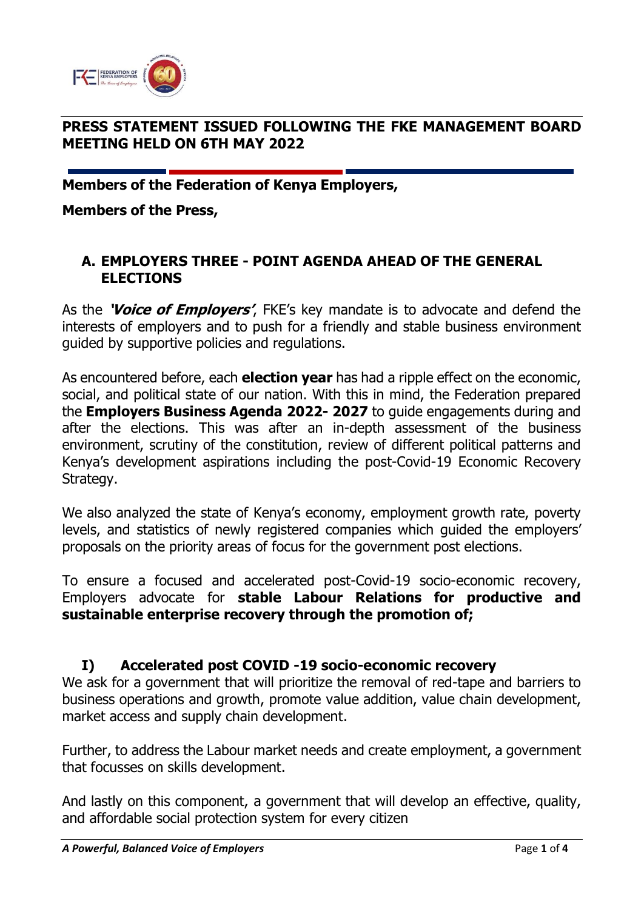# PRESS STATEMENT ISSUED FOLLOWING THE FKE MANAGEMENT BOARD MEETING HELD ON 6TH MAY 2022

**Members of the Federation of Kenya Employers,**

**Members of the Press,**

## A. EMPLOYERS THREE - POINT AGENDA AHEAD OF THE GENERAL ELECTIONS

As the ***'Voice of Employers'***, FKE's key mandate is to advocate and defend the interests of employers and to push for a friendly and stable business environment guided by supportive policies and regulations.

As encountered before, each **election year** has had a ripple effect on the economic, social, and political state of our nation. With this in mind, the Federation prepared the **Employers Business Agenda 2022- 2027** to guide engagements during and after the elections. This was after an in-depth assessment of the business environment, scrutiny of the constitution, review of different political patterns and Kenya's development aspirations including the post-Covid-19 Economic Recovery Strategy.

We also analyzed the state of Kenya's economy, employment growth rate, poverty levels, and statistics of newly registered companies which guided the employers' proposals on the priority areas of focus for the government post elections.

To ensure a focused and accelerated post-Covid-19 socio-economic recovery, Employers advocate for **stable Labour Relations for productive and sustainable enterprise recovery through the promotion of;**

### I) Accelerated post COVID -19 socio-economic recovery

We ask for a government that will prioritize the removal of red-tape and barriers to business operations and growth, promote value addition, value chain development, market access and supply chain development.

Further, to address the Labour market needs and create employment, a government that focusses on skills development.

And lastly on this component, a government that will develop an effective, quality, and affordable social protection system for every citizen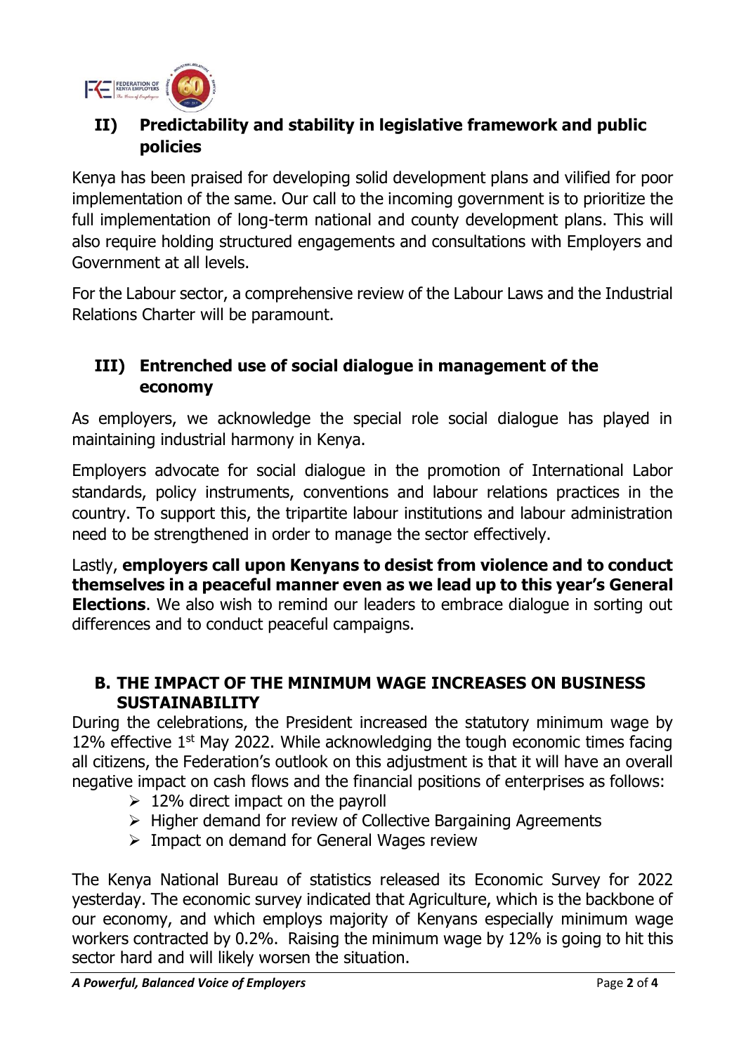## II) Predictability and stability in legislative framework and public policies

Kenya has been praised for developing solid development plans and vilified for poor implementation of the same. Our call to the incoming government is to prioritize the full implementation of long-term national and county development plans. This will also require holding structured engagements and consultations with Employers and Government at all levels.

For the Labour sector, a comprehensive review of the Labour Laws and the Industrial Relations Charter will be paramount.

## III) Entrenched use of social dialogue in management of the economy

As employers, we acknowledge the special role social dialogue has played in maintaining industrial harmony in Kenya.

Employers advocate for social dialogue in the promotion of International Labor standards, policy instruments, conventions and labour relations practices in the country. To support this, the tripartite labour institutions and labour administration need to be strengthened in order to manage the sector effectively.

Lastly, **employers call upon Kenyans to desist from violence and to conduct themselves in a peaceful manner even as we lead up to this year's General Elections**. We also wish to remind our leaders to embrace dialogue in sorting out differences and to conduct peaceful campaigns.

## B. THE IMPACT OF THE MINIMUM WAGE INCREASES ON BUSINESS SUSTAINABILITY

During the celebrations, the President increased the statutory minimum wage by 12% effective 1st May 2022. While acknowledging the tough economic times facing all citizens, the Federation's outlook on this adjustment is that it will have an overall negative impact on cash flows and the financial positions of enterprises as follows:

- 12% direct impact on the payroll
- Higher demand for review of Collective Bargaining Agreements
- Impact on demand for General Wages review

The Kenya National Bureau of statistics released its Economic Survey for 2022 yesterday. The economic survey indicated that Agriculture, which is the backbone of our economy, and which employs majority of Kenyans especially minimum wage workers contracted by 0.2%. Raising the minimum wage by 12% is going to hit this sector hard and will likely worsen the situation.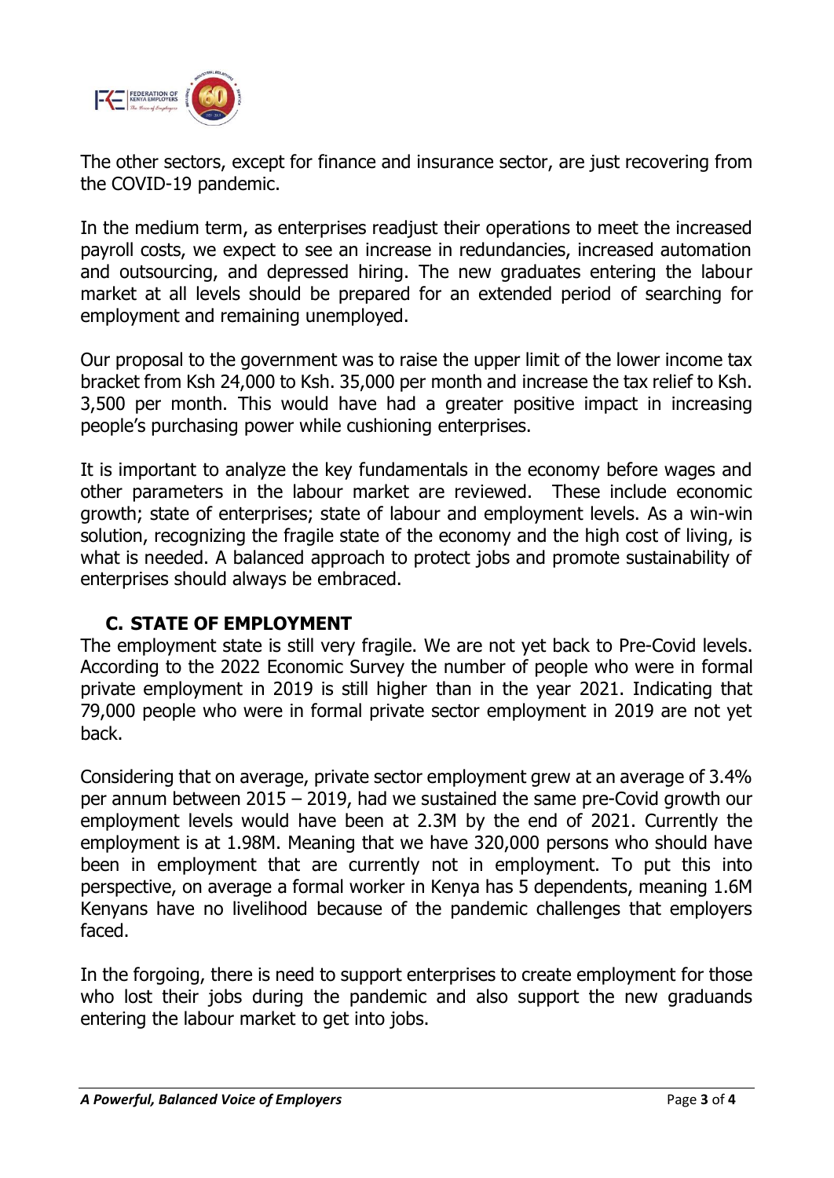The other sectors, except for finance and insurance sector, are just recovering from the COVID-19 pandemic.

In the medium term, as enterprises readjust their operations to meet the increased payroll costs, we expect to see an increase in redundancies, increased automation and outsourcing, and depressed hiring. The new graduates entering the labour market at all levels should be prepared for an extended period of searching for employment and remaining unemployed.

Our proposal to the government was to raise the upper limit of the lower income tax bracket from Ksh 24,000 to Ksh. 35,000 per month and increase the tax relief to Ksh. 3,500 per month. This would have had a greater positive impact in increasing people's purchasing power while cushioning enterprises.

It is important to analyze the key fundamentals in the economy before wages and other parameters in the labour market are reviewed. These include economic growth; state of enterprises; state of labour and employment levels. As a win-win solution, recognizing the fragile state of the economy and the high cost of living, is what is needed. A balanced approach to protect jobs and promote sustainability of enterprises should always be embraced.

## C. STATE OF EMPLOYMENT

The employment state is still very fragile. We are not yet back to Pre-Covid levels. According to the 2022 Economic Survey the number of people who were in formal private employment in 2019 is still higher than in the year 2021. Indicating that 79,000 people who were in formal private sector employment in 2019 are not yet back.

Considering that on average, private sector employment grew at an average of 3.4% per annum between 2015 – 2019, had we sustained the same pre-Covid growth our employment levels would have been at 2.3M by the end of 2021. Currently the employment is at 1.98M. Meaning that we have 320,000 persons who should have been in employment that are currently not in employment. To put this into perspective, on average a formal worker in Kenya has 5 dependents, meaning 1.6M Kenyans have no livelihood because of the pandemic challenges that employers faced.

In the forgoing, there is need to support enterprises to create employment for those who lost their jobs during the pandemic and also support the new graduands entering the labour market to get into jobs.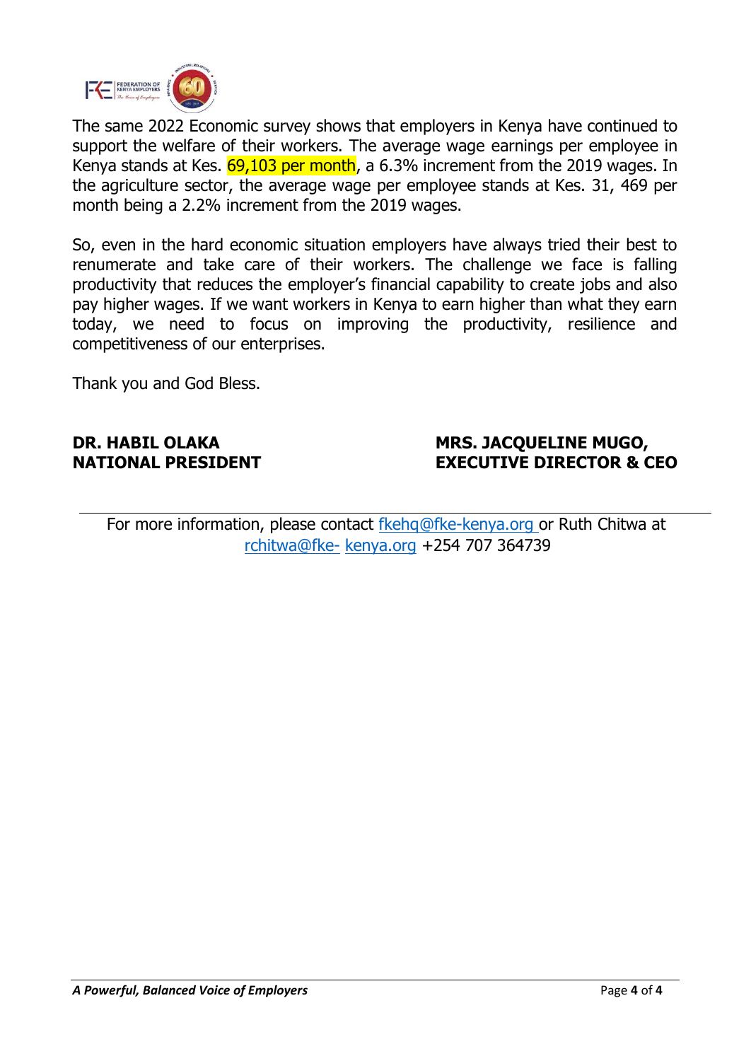The same 2022 Economic survey shows that employers in Kenya have continued to support the welfare of their workers. The average wage earnings per employee in Kenya stands at Kes. 69,103 per month, a 6.3% increment from the 2019 wages. In the agriculture sector, the average wage per employee stands at Kes. 31, 469 per month being a 2.2% increment from the 2019 wages.

So, even in the hard economic situation employers have always tried their best to renumerate and take care of their workers. The challenge we face is falling productivity that reduces the employer's financial capability to create jobs and also pay higher wages. If we want workers in Kenya to earn higher than what they earn today, we need to focus on improving the productivity, resilience and competitiveness of our enterprises.

Thank you and God Bless.

**DR. HABIL OLAKA**
**NATIONAL PRESIDENT**

**MRS. JACQUELINE MUGO,**
**EXECUTIVE DIRECTOR & CEO**

---

For more information, please contact fkehq@fke-kenya.org or Ruth Chitwa at rchitwa@fke- kenya.org +254 707 364739